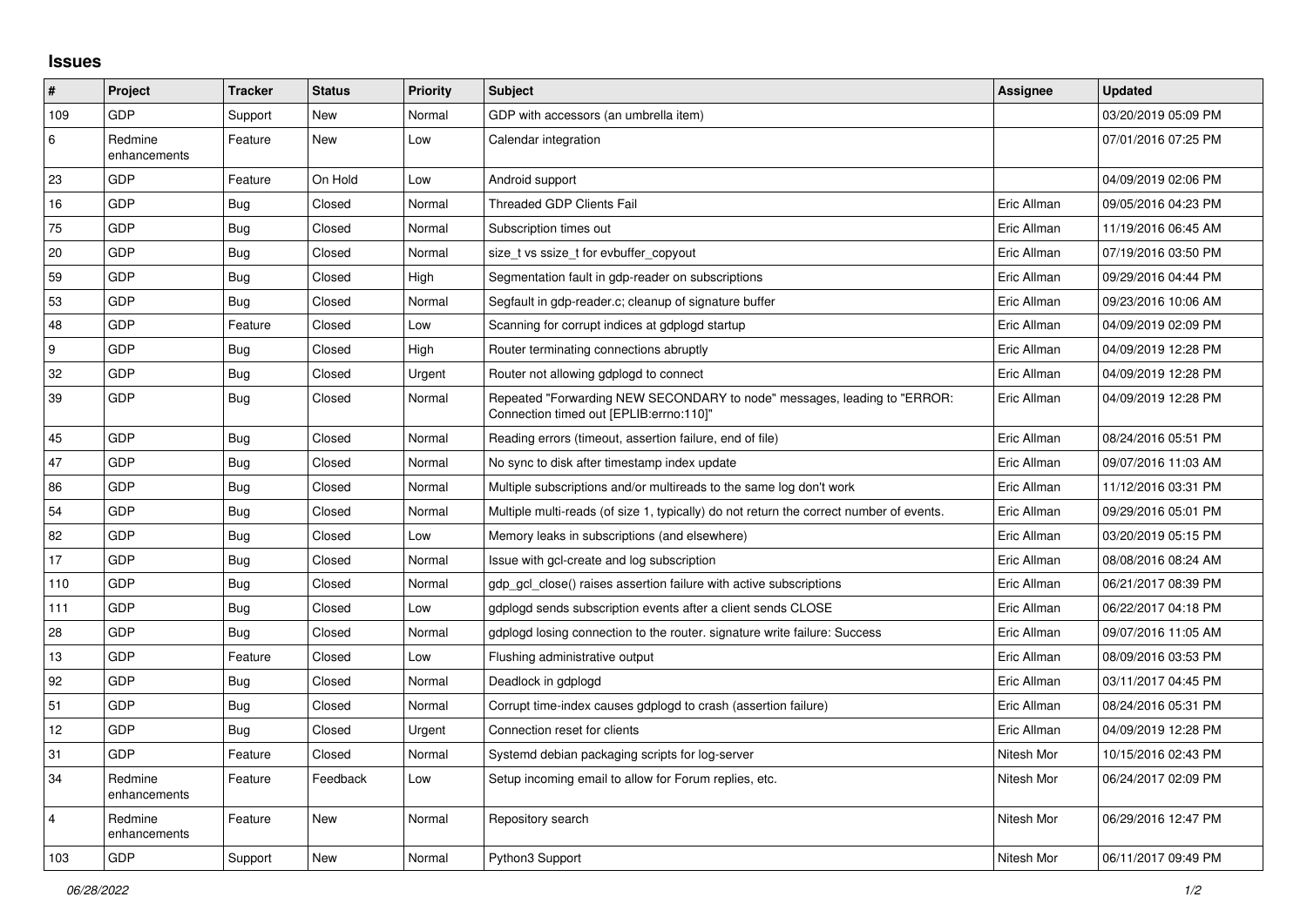# Issues

| # | Project | Tracker | Status | Priority | Subject | Assignee | Updated |
|---|---|---|---|---|---|---|---|
| 109 | GDP | Support | New | Normal | GDP with accessors (an umbrella item) | | 03/20/2019 05:09 PM |
| 6 | Redmine enhancements | Feature | New | Low | Calendar integration | | 07/01/2016 07:25 PM |
| 23 | GDP | Feature | On Hold | Low | Android support | | 04/09/2019 02:06 PM |
| 16 | GDP | Bug | Closed | Normal | Threaded GDP Clients Fail | Eric Allman | 09/05/2016 04:23 PM |
| 75 | GDP | Bug | Closed | Normal | Subscription times out | Eric Allman | 11/19/2016 06:45 AM |
| 20 | GDP | Bug | Closed | Normal | size_t vs ssize_t for evbuffer_copyout | Eric Allman | 07/19/2016 03:50 PM |
| 59 | GDP | Bug | Closed | High | Segmentation fault in gdp-reader on subscriptions | Eric Allman | 09/29/2016 04:44 PM |
| 53 | GDP | Bug | Closed | Normal | Segfault in gdp-reader.c; cleanup of signature buffer | Eric Allman | 09/23/2016 10:06 AM |
| 48 | GDP | Feature | Closed | Low | Scanning for corrupt indices at gdplogd startup | Eric Allman | 04/09/2019 02:09 PM |
| 9 | GDP | Bug | Closed | High | Router terminating connections abruptly | Eric Allman | 04/09/2019 12:28 PM |
| 32 | GDP | Bug | Closed | Urgent | Router not allowing gdplogd to connect | Eric Allman | 04/09/2019 12:28 PM |
| 39 | GDP | Bug | Closed | Normal | Repeated "Forwarding NEW SECONDARY to node" messages, leading to "ERROR: Connection timed out [EPLIB:errno:110]" | Eric Allman | 04/09/2019 12:28 PM |
| 45 | GDP | Bug | Closed | Normal | Reading errors (timeout, assertion failure, end of file) | Eric Allman | 08/24/2016 05:51 PM |
| 47 | GDP | Bug | Closed | Normal | No sync to disk after timestamp index update | Eric Allman | 09/07/2016 11:03 AM |
| 86 | GDP | Bug | Closed | Normal | Multiple subscriptions and/or multireads to the same log don't work | Eric Allman | 11/12/2016 03:31 PM |
| 54 | GDP | Bug | Closed | Normal | Multiple multi-reads (of size 1, typically) do not return the correct number of events. | Eric Allman | 09/29/2016 05:01 PM |
| 82 | GDP | Bug | Closed | Low | Memory leaks in subscriptions (and elsewhere) | Eric Allman | 03/20/2019 05:15 PM |
| 17 | GDP | Bug | Closed | Normal | Issue with gcl-create and log subscription | Eric Allman | 08/08/2016 08:24 AM |
| 110 | GDP | Bug | Closed | Normal | gdp_gcl_close() raises assertion failure with active subscriptions | Eric Allman | 06/21/2017 08:39 PM |
| 111 | GDP | Bug | Closed | Low | gdplogd sends subscription events after a client sends CLOSE | Eric Allman | 06/22/2017 04:18 PM |
| 28 | GDP | Bug | Closed | Normal | gdplogd losing connection to the router. signature write failure: Success | Eric Allman | 09/07/2016 11:05 AM |
| 13 | GDP | Feature | Closed | Low | Flushing administrative output | Eric Allman | 08/09/2016 03:53 PM |
| 92 | GDP | Bug | Closed | Normal | Deadlock in gdplogd | Eric Allman | 03/11/2017 04:45 PM |
| 51 | GDP | Bug | Closed | Normal | Corrupt time-index causes gdplogd to crash (assertion failure) | Eric Allman | 08/24/2016 05:31 PM |
| 12 | GDP | Bug | Closed | Urgent | Connection reset for clients | Eric Allman | 04/09/2019 12:28 PM |
| 31 | GDP | Feature | Closed | Normal | Systemd debian packaging scripts for log-server | Nitesh Mor | 10/15/2016 02:43 PM |
| 34 | Redmine enhancements | Feature | Feedback | Low | Setup incoming email to allow for Forum replies, etc. | Nitesh Mor | 06/24/2017 02:09 PM |
| 4 | Redmine enhancements | Feature | New | Normal | Repository search | Nitesh Mor | 06/29/2016 12:47 PM |
| 103 | GDP | Support | New | Normal | Python3 Support | Nitesh Mor | 06/11/2017 09:49 PM |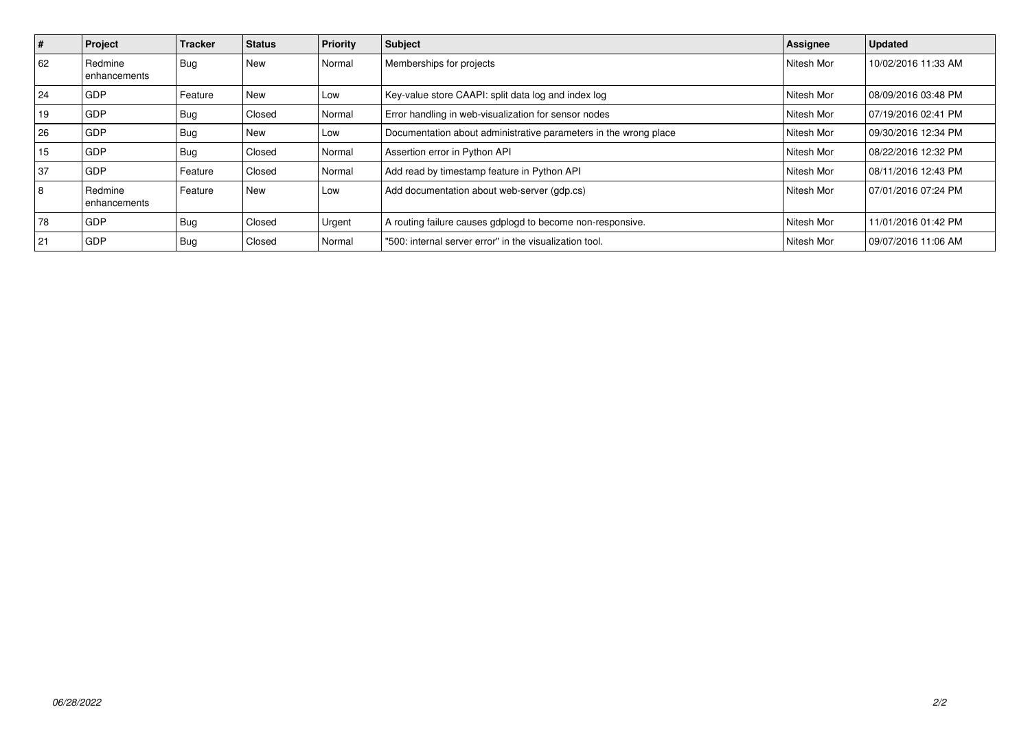| # | Project | Tracker | Status | Priority | Subject | Assignee | Updated |
|---|---|---|---|---|---|---|---|
| 62 | Redmine enhancements | Bug | New | Normal | Memberships for projects | Nitesh Mor | 10/02/2016 11:33 AM |
| 24 | GDP | Feature | New | Low | Key-value store CAAPI: split data log and index log | Nitesh Mor | 08/09/2016 03:48 PM |
| 19 | GDP | Bug | Closed | Normal | Error handling in web-visualization for sensor nodes | Nitesh Mor | 07/19/2016 02:41 PM |
| 26 | GDP | Bug | New | Low | Documentation about administrative parameters in the wrong place | Nitesh Mor | 09/30/2016 12:34 PM |
| 15 | GDP | Bug | Closed | Normal | Assertion error in Python API | Nitesh Mor | 08/22/2016 12:32 PM |
| 37 | GDP | Feature | Closed | Normal | Add read by timestamp feature in Python API | Nitesh Mor | 08/11/2016 12:43 PM |
| 8 | Redmine enhancements | Feature | New | Low | Add documentation about web-server (gdp.cs) | Nitesh Mor | 07/01/2016 07:24 PM |
| 78 | GDP | Bug | Closed | Urgent | A routing failure causes gdplogd to become non-responsive. | Nitesh Mor | 11/01/2016 01:42 PM |
| 21 | GDP | Bug | Closed | Normal | "500: internal server error" in the visualization tool. | Nitesh Mor | 09/07/2016 11:06 AM |

*06/28/2022*